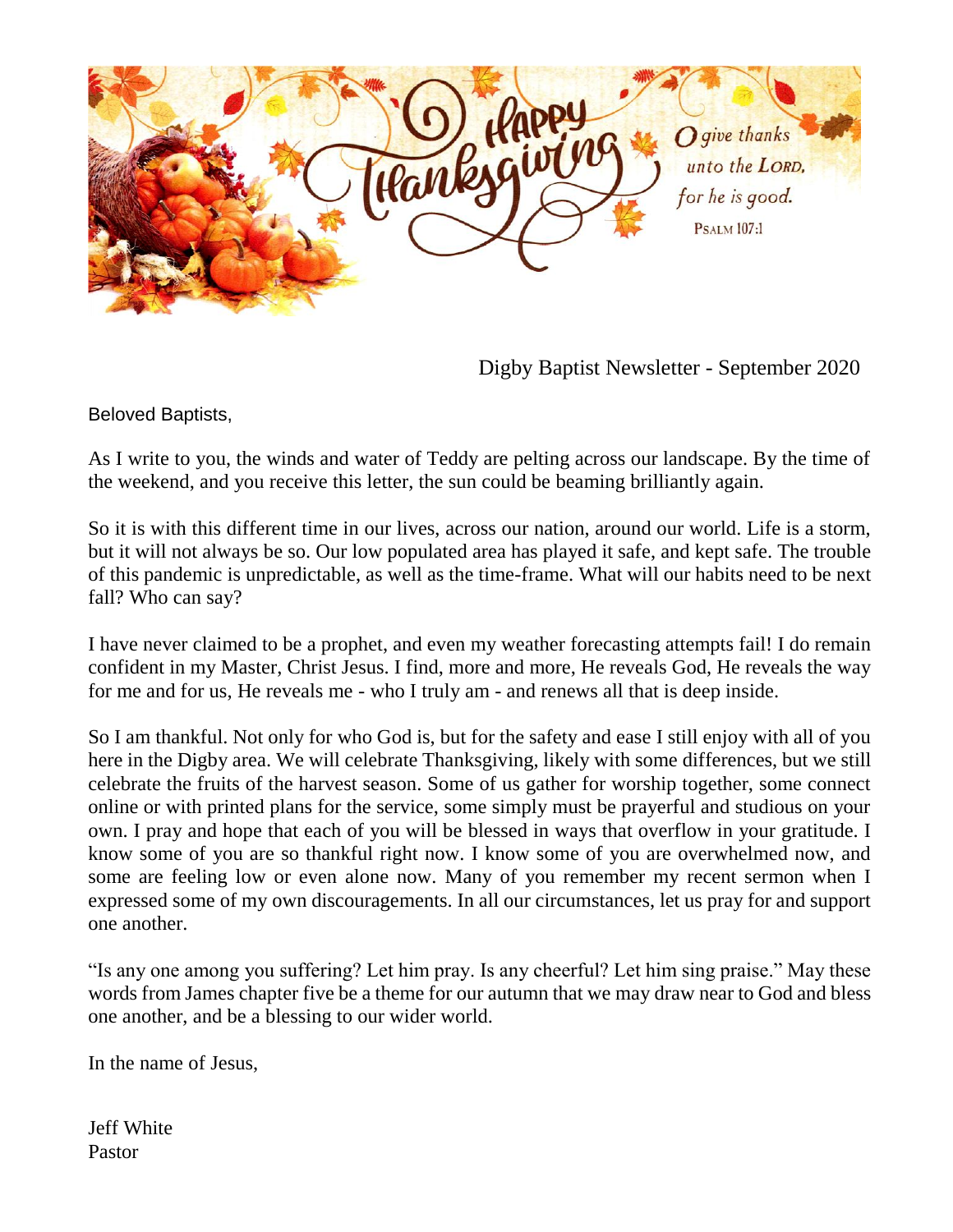Happy Thanksgiving

O give thanks unto the LORD, for he is good.
PSALM 107:1

Digby Baptist Newsletter - September 2020

Beloved Baptists,

As I write to you, the winds and water of Teddy are pelting across our landscape. By the time of the weekend, and you receive this letter, the sun could be beaming brilliantly again.

So it is with this different time in our lives, across our nation, around our world. Life is a storm, but it will not always be so. Our low populated area has played it safe, and kept safe. The trouble of this pandemic is unpredictable, as well as the time-frame. What will our habits need to be next fall? Who can say?

I have never claimed to be a prophet, and even my weather forecasting attempts fail! I do remain confident in my Master, Christ Jesus. I find, more and more, He reveals God, He reveals the way for me and for us, He reveals me - who I truly am - and renews all that is deep inside.

So I am thankful. Not only for who God is, but for the safety and ease I still enjoy with all of you here in the Digby area. We will celebrate Thanksgiving, likely with some differences, but we still celebrate the fruits of the harvest season. Some of us gather for worship together, some connect online or with printed plans for the service, some simply must be prayerful and studious on your own. I pray and hope that each of you will be blessed in ways that overflow in your gratitude. I know some of you are so thankful right now. I know some of you are overwhelmed now, and some are feeling low or even alone now. Many of you remember my recent sermon when I expressed some of my own discouragements. In all our circumstances, let us pray for and support one another.

"Is any one among you suffering? Let him pray. Is any cheerful? Let him sing praise." May these words from James chapter five be a theme for our autumn that we may draw near to God and bless one another, and be a blessing to our wider world.

In the name of Jesus,

Jeff White
Pastor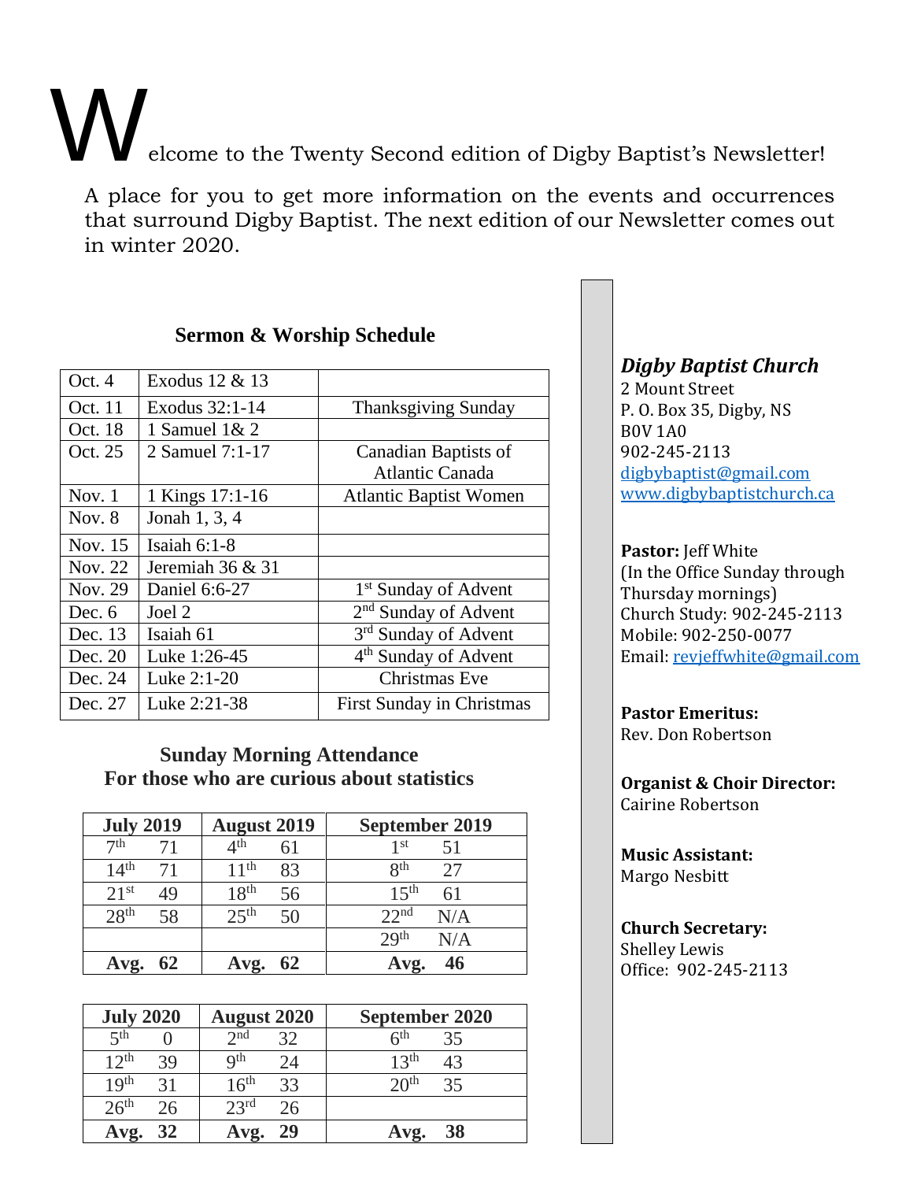Welcome to the Twenty Second edition of Digby Baptist's Newsletter!

A place for you to get more information on the events and occurrences that surround Digby Baptist. The next edition of our Newsletter comes out in winter 2020.

## Sermon & Worship Schedule

| | | |
|---|---|---|
| Oct. 4 | Exodus 12 & 13 | |
| Oct. 11 | Exodus 32:1-14 | Thanksgiving Sunday |
| Oct. 18 | 1 Samuel 1& 2 | |
| Oct. 25 | 2 Samuel 7:1-17 | Canadian Baptists of Atlantic Canada |
| Nov. 1 | 1 Kings 17:1-16 | Atlantic Baptist Women |
| Nov. 8 | Jonah 1, 3, 4 | |
| Nov. 15 | Isaiah 6:1-8 | |
| Nov. 22 | Jeremiah 36 & 31 | |
| Nov. 29 | Daniel 6:6-27 | 1st Sunday of Advent |
| Dec. 6 | Joel 2 | 2nd Sunday of Advent |
| Dec. 13 | Isaiah 61 | 3rd Sunday of Advent |
| Dec. 20 | Luke 1:26-45 | 4th Sunday of Advent |
| Dec. 24 | Luke 2:1-20 | Christmas Eve |
| Dec. 27 | Luke 2:21-38 | First Sunday in Christmas |

## Sunday Morning Attendance
**For those who are curious about statistics**

| July 2019 | | August 2019 | | September 2019 | |
|---|---|---|---|---|---|
| 7th | 71 | 4th | 61 | 1st | 51 |
| 14th | 71 | 11th | 83 | 8th | 27 |
| 21st | 49 | 18th | 56 | 15th | 61 |
| 28th | 58 | 25th | 50 | 22nd | N/A |
| | | | | 29th | N/A |
| **Avg.** | **62** | **Avg.** | **62** | **Avg.** | **46** |

| July 2020 | | August 2020 | | September 2020 | |
|---|---|---|---|---|---|
| 5th | 0 | 2nd | 32 | 6th | 35 |
| 12th | 39 | 9th | 24 | 13th | 43 |
| 19th | 31 | 16th | 33 | 20th | 35 |
| 26th | 26 | 23rd | 26 | | |
| **Avg.** | **32** | **Avg.** | **29** | **Avg.** | **38** |

***Digby Baptist Church***
2 Mount Street
P. O. Box 35, Digby, NS
B0V 1A0
902-245-2113
digbybaptist@gmail.com
www.digbybaptistchurch.ca

**Pastor:** Jeff White
(In the Office Sunday through Thursday mornings)
Church Study: 902-245-2113
Mobile: 902-250-0077
Email: revjeffwhite@gmail.com

**Pastor Emeritus:**
Rev. Don Robertson

**Organist & Choir Director:**
Cairine Robertson

**Music Assistant:**
Margo Nesbitt

**Church Secretary:**
Shelley Lewis
Office: 902-245-2113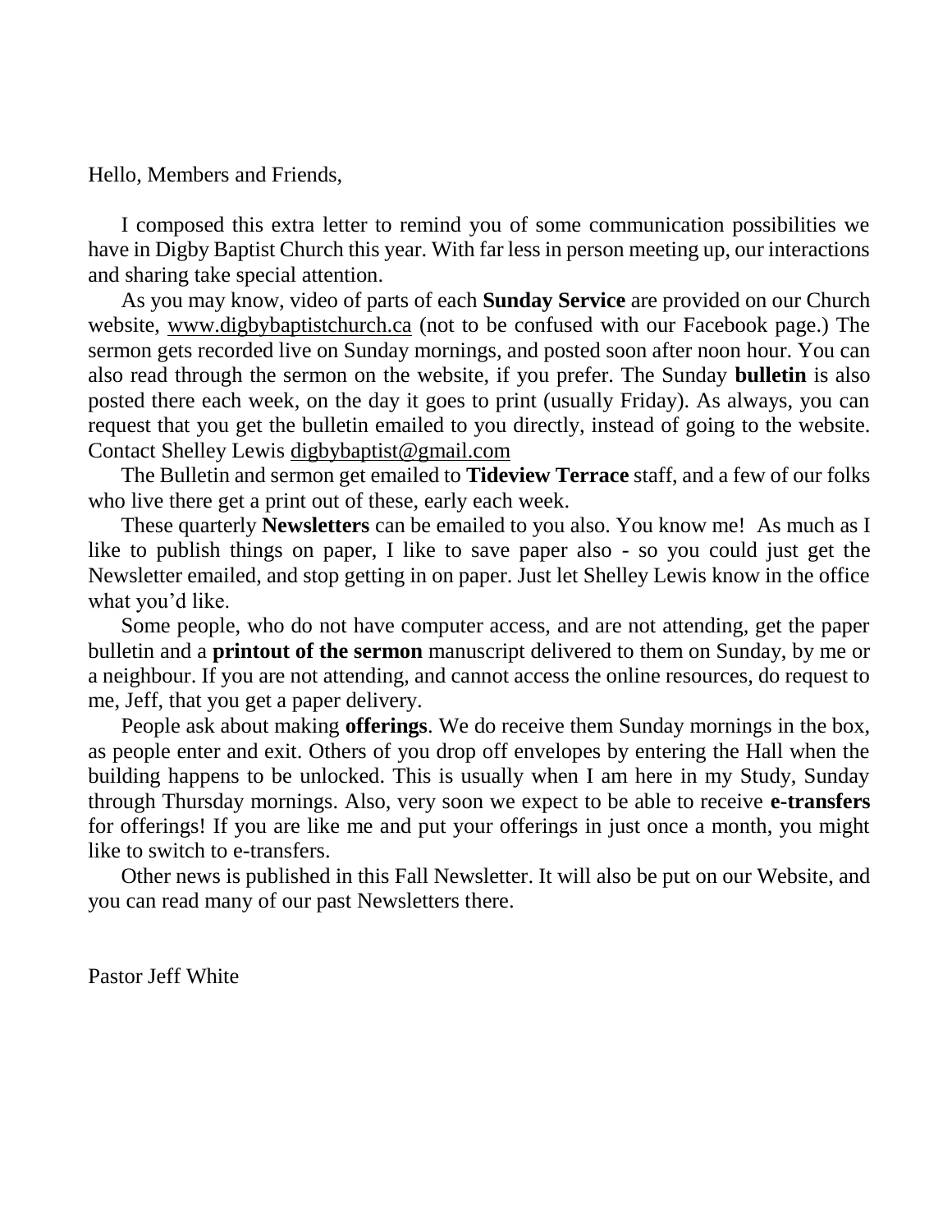Hello, Members and Friends,

I composed this extra letter to remind you of some communication possibilities we have in Digby Baptist Church this year. With far less in person meeting up, our interactions and sharing take special attention.

As you may know, video of parts of each **Sunday Service** are provided on our Church website, www.digbybaptistchurch.ca (not to be confused with our Facebook page.) The sermon gets recorded live on Sunday mornings, and posted soon after noon hour. You can also read through the sermon on the website, if you prefer. The Sunday **bulletin** is also posted there each week, on the day it goes to print (usually Friday). As always, you can request that you get the bulletin emailed to you directly, instead of going to the website. Contact Shelley Lewis digbybaptist@gmail.com

The Bulletin and sermon get emailed to **Tideview Terrace** staff, and a few of our folks who live there get a print out of these, early each week.

These quarterly **Newsletters** can be emailed to you also. You know me! As much as I like to publish things on paper, I like to save paper also - so you could just get the Newsletter emailed, and stop getting in on paper. Just let Shelley Lewis know in the office what you'd like.

Some people, who do not have computer access, and are not attending, get the paper bulletin and a **printout of the sermon** manuscript delivered to them on Sunday, by me or a neighbour. If you are not attending, and cannot access the online resources, do request to me, Jeff, that you get a paper delivery.

People ask about making **offerings**. We do receive them Sunday mornings in the box, as people enter and exit. Others of you drop off envelopes by entering the Hall when the building happens to be unlocked. This is usually when I am here in my Study, Sunday through Thursday mornings. Also, very soon we expect to be able to receive **e-transfers** for offerings! If you are like me and put your offerings in just once a month, you might like to switch to e-transfers.

Other news is published in this Fall Newsletter. It will also be put on our Website, and you can read many of our past Newsletters there.

Pastor Jeff White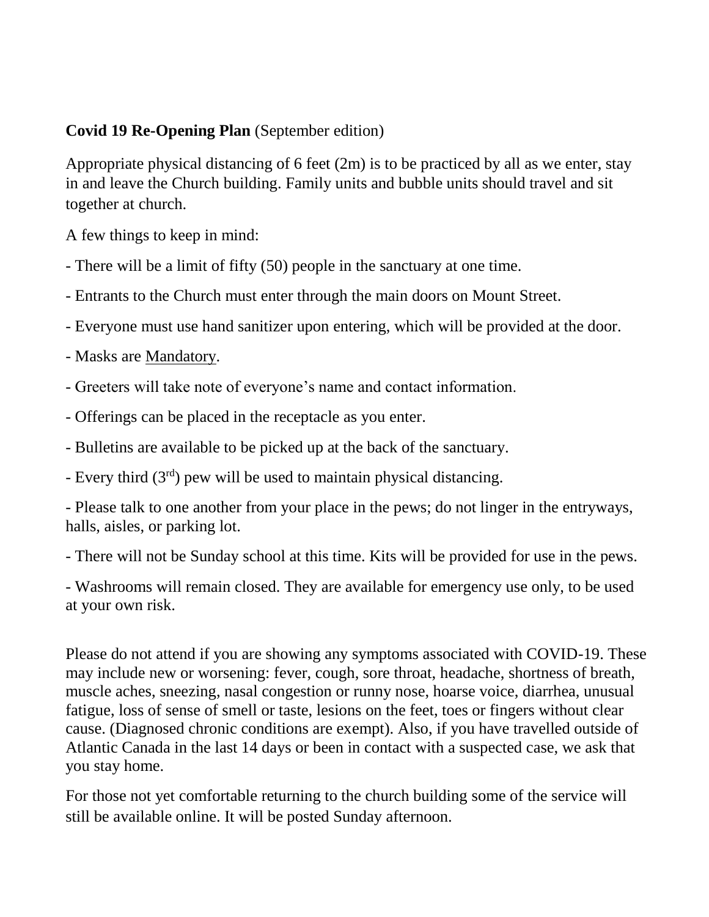**Covid 19 Re-Opening Plan** (September edition)

Appropriate physical distancing of 6 feet (2m) is to be practiced by all as we enter, stay in and leave the Church building. Family units and bubble units should travel and sit together at church.

A few things to keep in mind:

- There will be a limit of fifty (50) people in the sanctuary at one time.
- Entrants to the Church must enter through the main doors on Mount Street.
- Everyone must use hand sanitizer upon entering, which will be provided at the door.
- Masks are <u>Mandatory</u>.
- Greeters will take note of everyone's name and contact information.
- Offerings can be placed in the receptacle as you enter.
- Bulletins are available to be picked up at the back of the sanctuary.
- Every third (3rd) pew will be used to maintain physical distancing.
- Please talk to one another from your place in the pews; do not linger in the entryways, halls, aisles, or parking lot.
- There will not be Sunday school at this time. Kits will be provided for use in the pews.
- Washrooms will remain closed. They are available for emergency use only, to be used at your own risk.

Please do not attend if you are showing any symptoms associated with COVID-19. These may include new or worsening: fever, cough, sore throat, headache, shortness of breath, muscle aches, sneezing, nasal congestion or runny nose, hoarse voice, diarrhea, unusual fatigue, loss of sense of smell or taste, lesions on the feet, toes or fingers without clear cause. (Diagnosed chronic conditions are exempt). Also, if you have travelled outside of Atlantic Canada in the last 14 days or been in contact with a suspected case, we ask that you stay home.

For those not yet comfortable returning to the church building some of the service will still be available online. It will be posted Sunday afternoon.